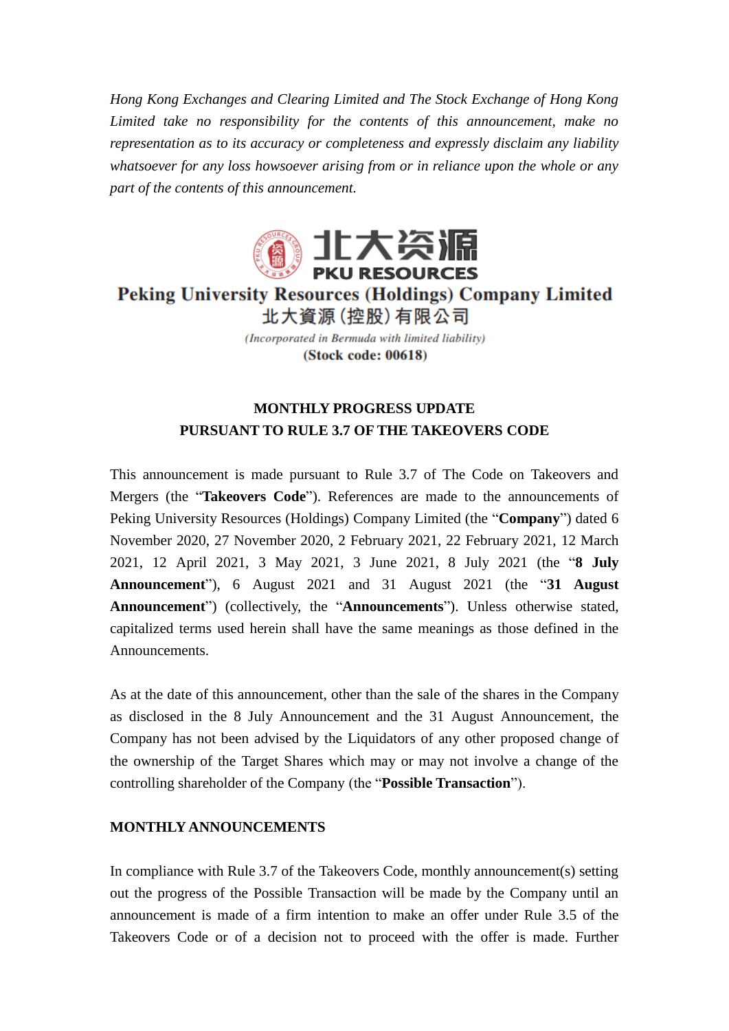*Hong Kong Exchanges and Clearing Limited and The Stock Exchange of Hong Kong Limited take no responsibility for the contents of this announcement, make no representation as to its accuracy or completeness and expressly disclaim any liability whatsoever for any loss howsoever arising from or in reliance upon the whole or any part of the contents of this announcement.*

北大资源
PKU RESOURCES

**Peking University Resources (Holdings) Company Limited**
**北大資源(控股)有限公司**

*(Incorporated in Bermuda with limited liability)*
**(Stock code: 00618)**

**MONTHLY PROGRESS UPDATE**
**PURSUANT TO RULE 3.7 OF THE TAKEOVERS CODE**

This announcement is made pursuant to Rule 3.7 of The Code on Takeovers and Mergers (the "**Takeovers Code**"). References are made to the announcements of Peking University Resources (Holdings) Company Limited (the "**Company**") dated 6 November 2020, 27 November 2020, 2 February 2021, 22 February 2021, 12 March 2021, 12 April 2021, 3 May 2021, 3 June 2021, 8 July 2021 (the "**8 July Announcement**"), 6 August 2021 and 31 August 2021 (the "**31 August Announcement**") (collectively, the "**Announcements**"). Unless otherwise stated, capitalized terms used herein shall have the same meanings as those defined in the Announcements.

As at the date of this announcement, other than the sale of the shares in the Company as disclosed in the 8 July Announcement and the 31 August Announcement, the Company has not been advised by the Liquidators of any other proposed change of the ownership of the Target Shares which may or may not involve a change of the controlling shareholder of the Company (the "**Possible Transaction**").

**MONTHLY ANNOUNCEMENTS**

In compliance with Rule 3.7 of the Takeovers Code, monthly announcement(s) setting out the progress of the Possible Transaction will be made by the Company until an announcement is made of a firm intention to make an offer under Rule 3.5 of the Takeovers Code or of a decision not to proceed with the offer is made. Further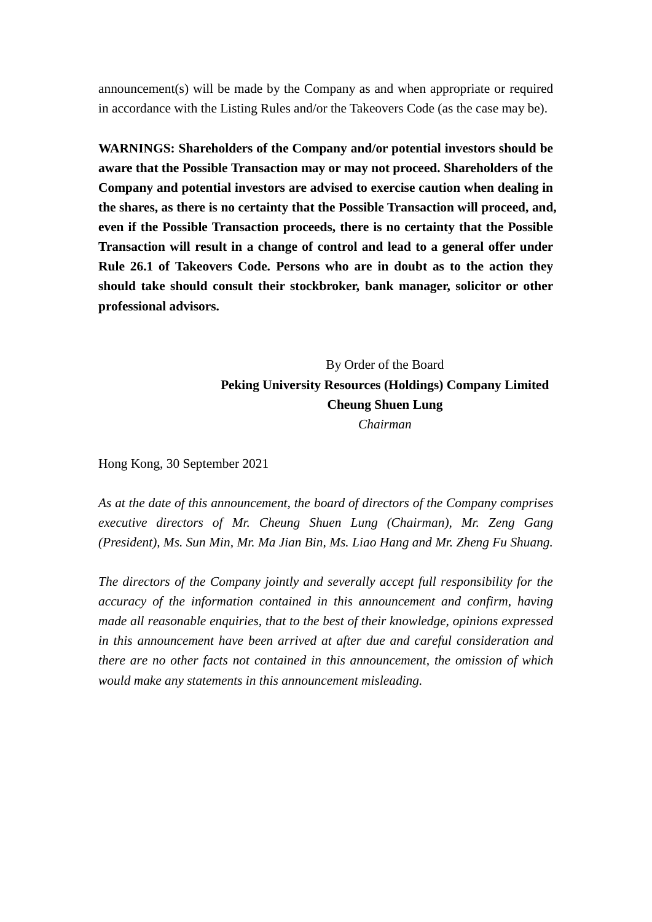announcement(s) will be made by the Company as and when appropriate or required in accordance with the Listing Rules and/or the Takeovers Code (as the case may be).

**WARNINGS: Shareholders of the Company and/or potential investors should be aware that the Possible Transaction may or may not proceed. Shareholders of the Company and potential investors are advised to exercise caution when dealing in the shares, as there is no certainty that the Possible Transaction will proceed, and, even if the Possible Transaction proceeds, there is no certainty that the Possible Transaction will result in a change of control and lead to a general offer under Rule 26.1 of Takeovers Code. Persons who are in doubt as to the action they should take should consult their stockbroker, bank manager, solicitor or other professional advisors.**

By Order of the Board
**Peking University Resources (Holdings) Company Limited**
**Cheung Shuen Lung**
*Chairman*

Hong Kong, 30 September 2021

*As at the date of this announcement, the board of directors of the Company comprises executive directors of Mr. Cheung Shuen Lung (Chairman), Mr. Zeng Gang (President), Ms. Sun Min, Mr. Ma Jian Bin, Ms. Liao Hang and Mr. Zheng Fu Shuang.*

*The directors of the Company jointly and severally accept full responsibility for the accuracy of the information contained in this announcement and confirm, having made all reasonable enquiries, that to the best of their knowledge, opinions expressed in this announcement have been arrived at after due and careful consideration and there are no other facts not contained in this announcement, the omission of which would make any statements in this announcement misleading.*